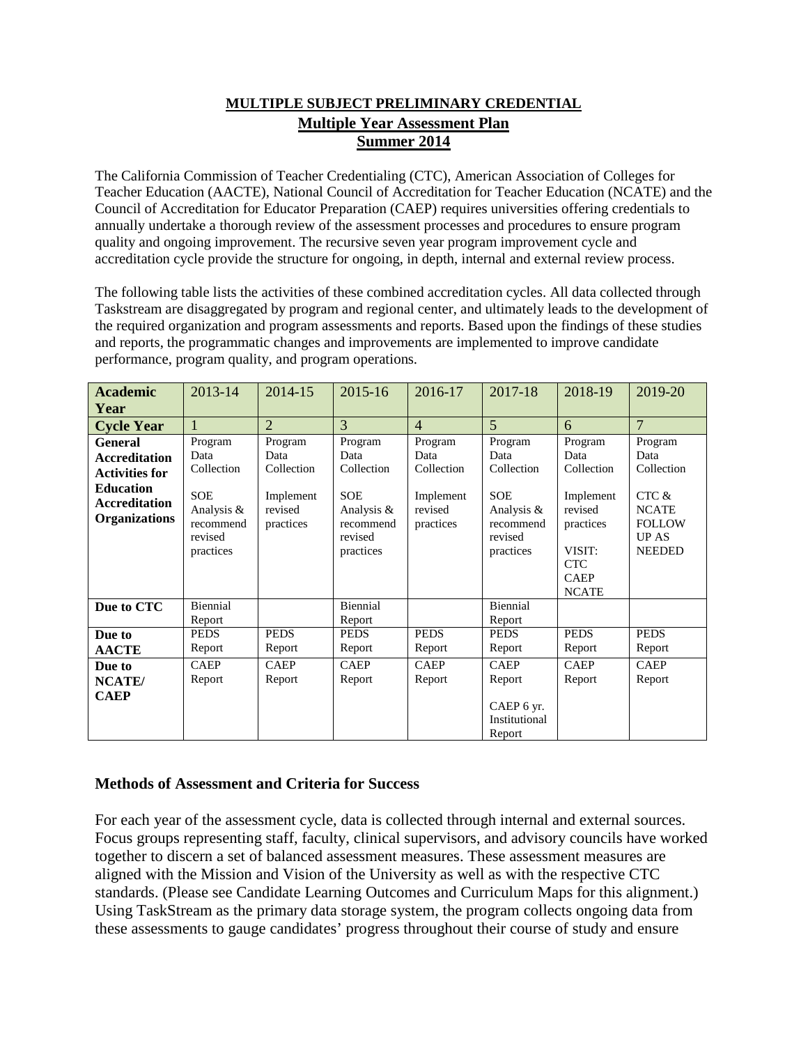# MULTIPLE SUBJECT PRELIMINARY CREDENTIAL
## Multiple Year Assessment Plan
## Summer 2014

The California Commission of Teacher Credentialing (CTC), American Association of Colleges for Teacher Education (AACTE), National Council of Accreditation for Teacher Education (NCATE) and the Council of Accreditation for Educator Preparation (CAEP) requires universities offering credentials to annually undertake a thorough review of the assessment processes and procedures to ensure program quality and ongoing improvement. The recursive seven year program improvement cycle and accreditation cycle provide the structure for ongoing, in depth, internal and external review process.

The following table lists the activities of these combined accreditation cycles. All data collected through Taskstream are disaggregated by program and regional center, and ultimately leads to the development of the required organization and program assessments and reports. Based upon the findings of these studies and reports, the programmatic changes and improvements are implemented to improve candidate performance, program quality, and program operations.

| **Academic Year** | 2013-14 | 2014-15 | 2015-16 | 2016-17 | 2017-18 | 2018-19 | 2019-20 |
|---|---|---|---|---|---|---|---|
| **Cycle Year** | 1 | 2 | 3 | 4 | 5 | 6 | 7 |
| **General Accreditation Activities for Education Accreditation Organizations** | Program Data Collection<br><br>SOE Analysis & recommend revised practices | Program Data Collection<br><br>Implement revised practices | Program Data Collection<br><br>SOE Analysis & recommend revised practices | Program Data Collection<br><br>Implement revised practices | Program Data Collection<br><br>SOE Analysis & recommend revised practices | Program Data Collection<br><br>Implement revised practices<br><br>VISIT: CTC CAEP NCATE | Program Data Collection<br><br>CTC & NCATE FOLLOW UP AS NEEDED |
| **Due to CTC** | Biennial Report | | Biennial Report | | Biennial Report | | |
| **Due to AACTE** | PEDS Report | PEDS Report | PEDS Report | PEDS Report | PEDS Report | PEDS Report | PEDS Report |
| **Due to NCATE/ CAEP** | CAEP Report | CAEP Report | CAEP Report | CAEP Report | CAEP Report<br><br>CAEP 6 yr. Institutional Report | CAEP Report | CAEP Report |

### Methods of Assessment and Criteria for Success

For each year of the assessment cycle, data is collected through internal and external sources. Focus groups representing staff, faculty, clinical supervisors, and advisory councils have worked together to discern a set of balanced assessment measures. These assessment measures are aligned with the Mission and Vision of the University as well as with the respective CTC standards. (Please see Candidate Learning Outcomes and Curriculum Maps for this alignment.) Using TaskStream as the primary data storage system, the program collects ongoing data from these assessments to gauge candidates' progress throughout their course of study and ensure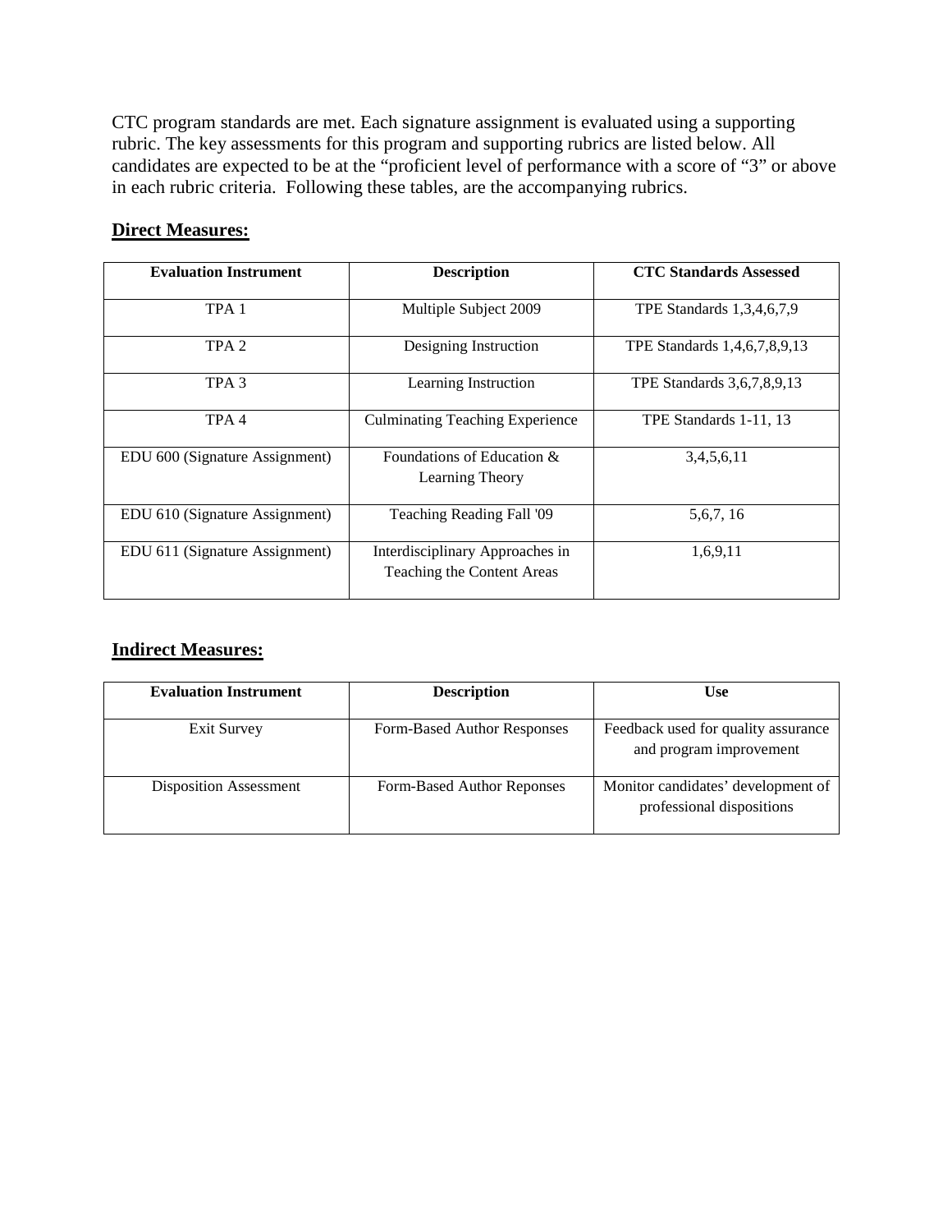CTC program standards are met. Each signature assignment is evaluated using a supporting rubric. The key assessments for this program and supporting rubrics are listed below. All candidates are expected to be at the "proficient level of performance with a score of "3" or above in each rubric criteria. Following these tables, are the accompanying rubrics.

**Direct Measures:**

| Evaluation Instrument | Description | CTC Standards Assessed |
|---|---|---|
| TPA 1 | Multiple Subject 2009 | TPE Standards 1,3,4,6,7,9 |
| TPA 2 | Designing Instruction | TPE Standards 1,4,6,7,8,9,13 |
| TPA 3 | Learning Instruction | TPE Standards 3,6,7,8,9,13 |
| TPA 4 | Culminating Teaching Experience | TPE Standards 1-11, 13 |
| EDU 600 (Signature Assignment) | Foundations of Education & Learning Theory | 3,4,5,6,11 |
| EDU 610 (Signature Assignment) | Teaching Reading Fall '09 | 5,6,7, 16 |
| EDU 611 (Signature Assignment) | Interdisciplinary Approaches in Teaching the Content Areas | 1,6,9,11 |

**Indirect Measures:**

| Evaluation Instrument | Description | Use |
|---|---|---|
| Exit Survey | Form-Based Author Responses | Feedback used for quality assurance and program improvement |
| Disposition Assessment | Form-Based Author Reponses | Monitor candidates' development of professional dispositions |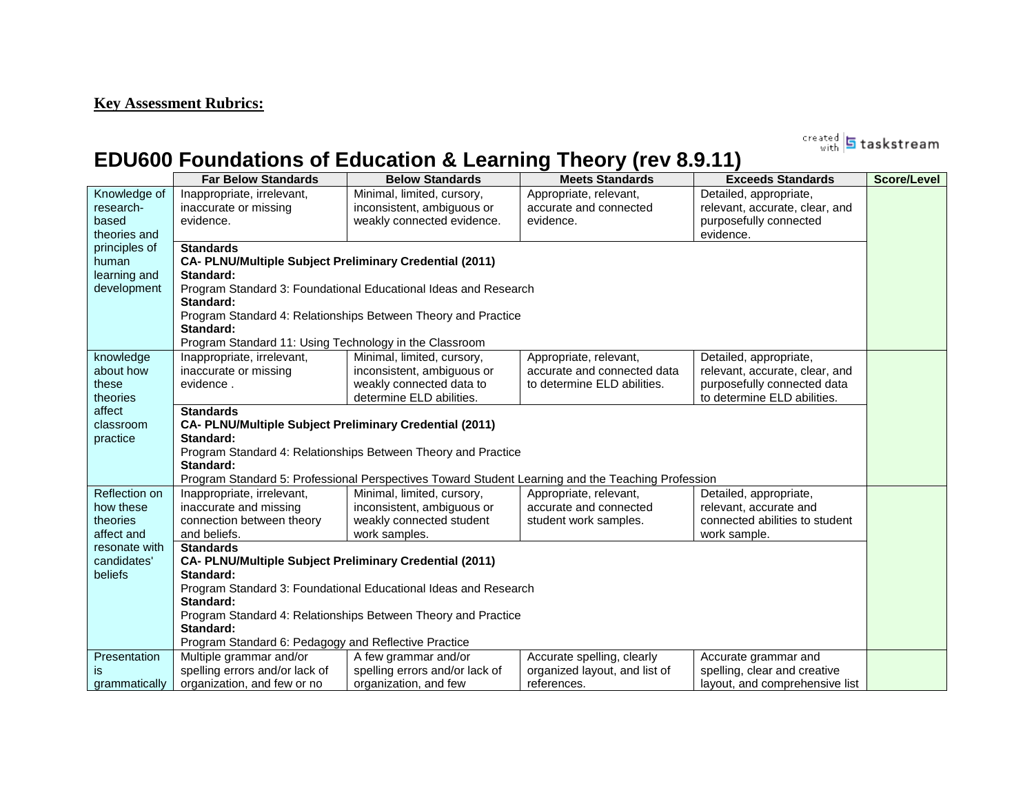**Key Assessment Rubrics:**

created with tasktream

# EDU600 Foundations of Education & Learning Theory (rev 8.9.11)

| | Far Below Standards | Below Standards | Meets Standards | Exceeds Standards | Score/Level |
|---|---|---|---|---|---|
| Knowledge of research-based theories and principles of human learning and development | Inappropriate, irrelevant, inaccurate or missing evidence. | Minimal, limited, cursory, inconsistent, ambiguous or weakly connected evidence. | Appropriate, relevant, accurate and connected evidence. | Detailed, appropriate, relevant, accurate, clear, and purposefully connected evidence. | |
| | **Standards**<br>**CA- PLNU/Multiple Subject Preliminary Credential (2011)**<br>**Standard:**<br>Program Standard 3: Foundational Educational Ideas and Research<br>**Standard:**<br>Program Standard 4: Relationships Between Theory and Practice<br>**Standard:**<br>Program Standard 11: Using Technology in the Classroom | | | | |
| knowledge about how these theories affect classroom practice | Inappropriate, irrelevant, inaccurate or missing evidence . | Minimal, limited, cursory, inconsistent, ambiguous or weakly connected data to determine ELD abilities. | Appropriate, relevant, accurate and connected data to determine ELD abilities. | Detailed, appropriate, relevant, accurate, clear, and purposefully connected data to determine ELD abilities. | |
| | **Standards**<br>**CA- PLNU/Multiple Subject Preliminary Credential (2011)**<br>**Standard:**<br>Program Standard 4: Relationships Between Theory and Practice<br>**Standard:**<br>Program Standard 5: Professional Perspectives Toward Student Learning and the Teaching Profession | | | | |
| Reflection on how these theories affect and resonate with candidates' beliefs | Inappropriate, irrelevant, inaccurate and missing connection between theory and beliefs. | Minimal, limited, cursory, inconsistent, ambiguous or weakly connected student work samples. | Appropriate, relevant, accurate and connected student work samples. | Detailed, appropriate, relevant, accurate and connected abilities to student work sample. | |
| | **Standards**<br>**CA- PLNU/Multiple Subject Preliminary Credential (2011)**<br>**Standard:**<br>Program Standard 3: Foundational Educational Ideas and Research<br>**Standard:**<br>Program Standard 4: Relationships Between Theory and Practice<br>**Standard:**<br>Program Standard 6: Pedagogy and Reflective Practice | | | | |
| Presentation is grammatically | Multiple grammar and/or spelling errors and/or lack of organization, and few or no | A few grammar and/or spelling errors and/or lack of organization, and few | Accurate spelling, clearly organized layout, and list of references. | Accurate grammar and spelling, clear and creative layout, and comprehensive list | |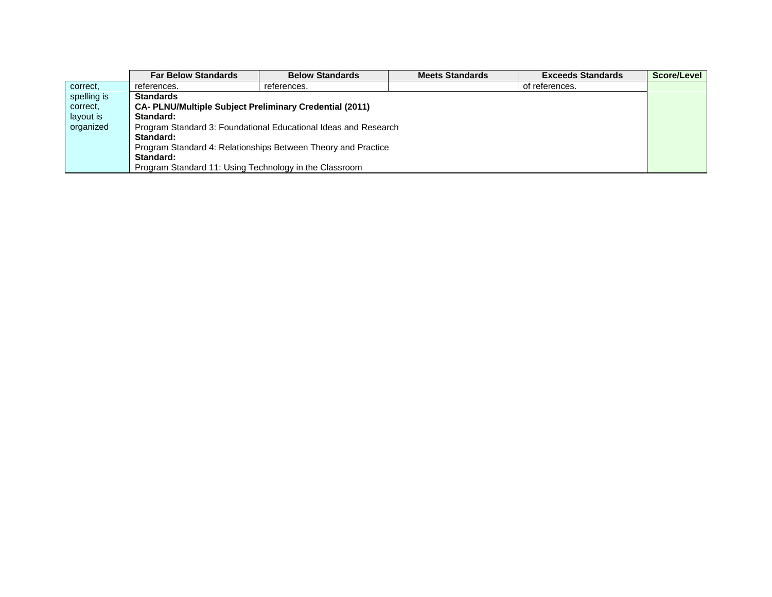| | Far Below Standards | Below Standards | Meets Standards | Exceeds Standards | Score/Level |
|---|---|---|---|---|---|
| correct, spelling is correct, layout is organized | references. | references. | | of references. | |
| | **Standards**<br>**CA- PLNU/Multiple Subject Preliminary Credential (2011)**<br>**Standard:**<br>Program Standard 3: Foundational Educational Ideas and Research<br>**Standard:**<br>Program Standard 4: Relationships Between Theory and Practice<br>**Standard:**<br>Program Standard 11: Using Technology in the Classroom | | | | |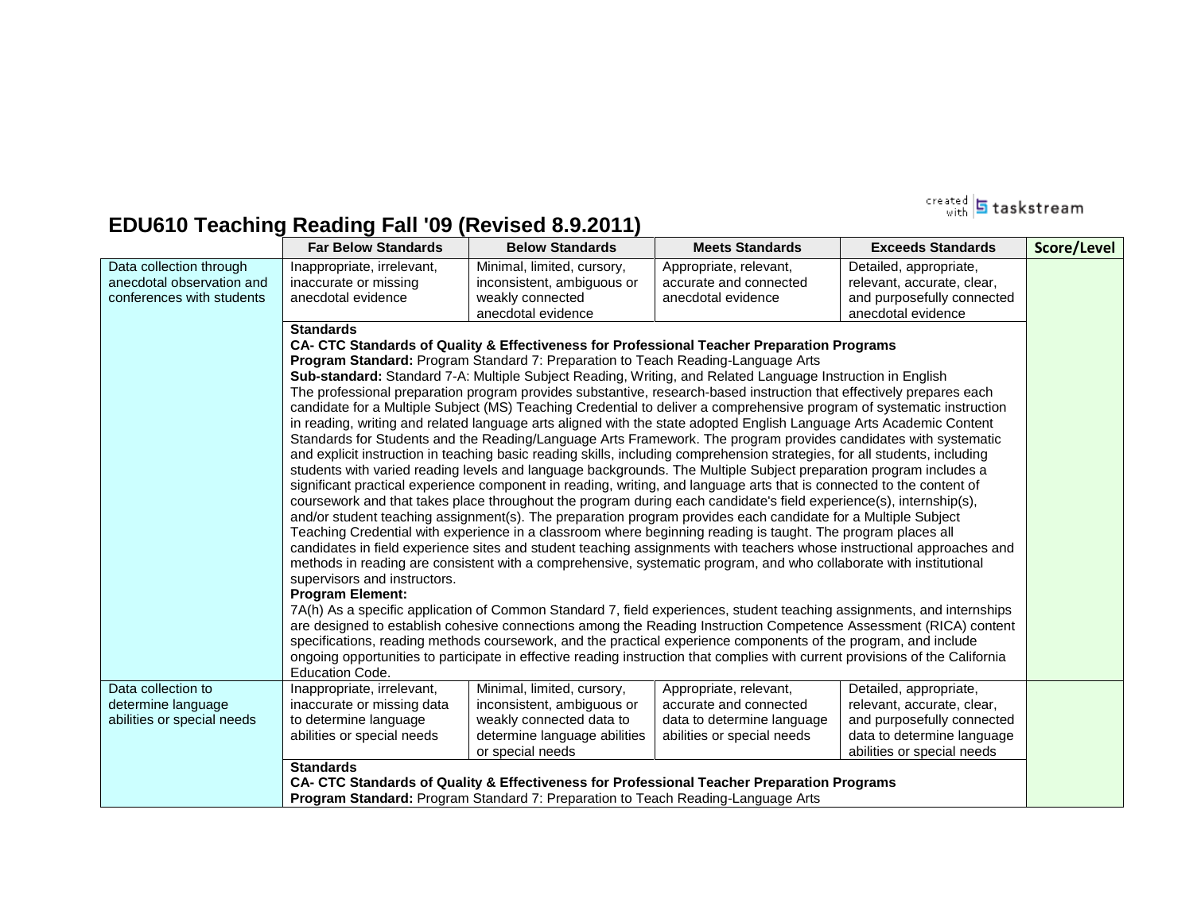# EDU610 Teaching Reading Fall '09 (Revised 8.9.2011)

| | Far Below Standards | Below Standards | Meets Standards | Exceeds Standards | Score/Level |
|---|---|---|---|---|---|
| Data collection through anecdotal observation and conferences with students | Inappropriate, irrelevant, inaccurate or missing anecdotal evidence | Minimal, limited, cursory, inconsistent, ambiguous or weakly connected anecdotal evidence | Appropriate, relevant, accurate and connected anecdotal evidence | Detailed, appropriate, relevant, accurate, clear, and purposefully connected anecdotal evidence | |
| | **Standards**<br>**CA- CTC Standards of Quality & Effectiveness for Professional Teacher Preparation Programs**<br>**Program Standard:** Program Standard 7: Preparation to Teach Reading-Language Arts<br>**Sub-standard:** Standard 7-A: Multiple Subject Reading, Writing, and Related Language Instruction in English<br>The professional preparation program provides substantive, research-based instruction that effectively prepares each candidate for a Multiple Subject (MS) Teaching Credential to deliver a comprehensive program of systematic instruction in reading, writing and related language arts aligned with the state adopted English Language Arts Academic Content Standards for Students and the Reading/Language Arts Framework. The program provides candidates with systematic and explicit instruction in teaching basic reading skills, including comprehension strategies, for all students, including students with varied reading levels and language backgrounds. The Multiple Subject preparation program includes a significant practical experience component in reading, writing, and language arts that is connected to the content of coursework and that takes place throughout the program during each candidate's field experience(s), internship(s), and/or student teaching assignment(s). The preparation program provides each candidate for a Multiple Subject Teaching Credential with experience in a classroom where beginning reading is taught. The program places all candidates in field experience sites and student teaching assignments with teachers whose instructional approaches and methods in reading are consistent with a comprehensive, systematic program, and who collaborate with institutional supervisors and instructors.<br>**Program Element:**<br>7A(h) As a specific application of Common Standard 7, field experiences, student teaching assignments, and internships are designed to establish cohesive connections among the Reading Instruction Competence Assessment (RICA) content specifications, reading methods coursework, and the practical experience components of the program, and include ongoing opportunities to participate in effective reading instruction that complies with current provisions of the California Education Code. | | | | |
| Data collection to determine language abilities or special needs | Inappropriate, irrelevant, inaccurate or missing data to determine language abilities or special needs | Minimal, limited, cursory, inconsistent, ambiguous or weakly connected data to determine language abilities or special needs | Appropriate, relevant, accurate and connected data to determine language abilities or special needs | Detailed, appropriate, relevant, accurate, clear, and purposefully connected data to determine language abilities or special needs | |
| | **Standards**<br>**CA- CTC Standards of Quality & Effectiveness for Professional Teacher Preparation Programs**<br>**Program Standard:** Program Standard 7: Preparation to Teach Reading-Language Arts | | | | |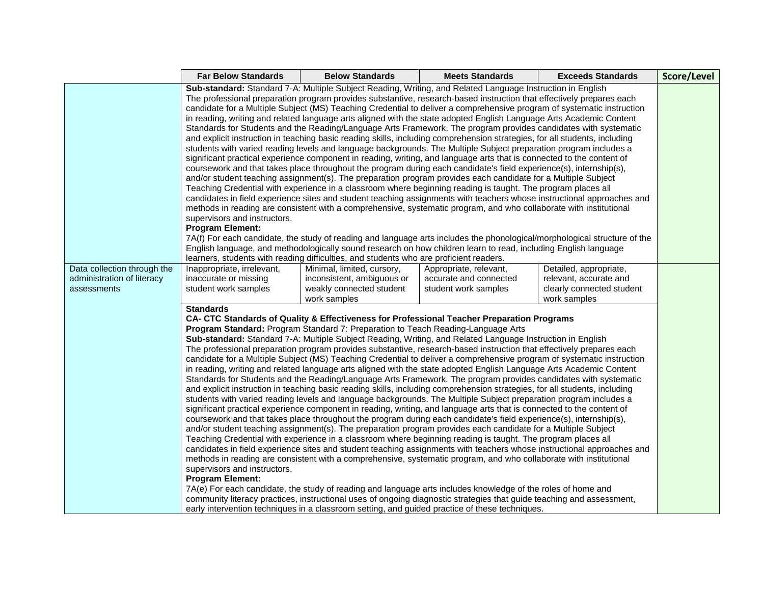| | Far Below Standards | Below Standards | Meets Standards | Exceeds Standards | Score/Level |
|---|---|---|---|---|---|
| | **Sub-standard:** Standard 7-A: Multiple Subject Reading, Writing, and Related Language Instruction in English<br>The professional preparation program provides substantive, research-based instruction that effectively prepares each candidate for a Multiple Subject (MS) Teaching Credential to deliver a comprehensive program of systematic instruction in reading, writing and related language arts aligned with the state adopted English Language Arts Academic Content Standards for Students and the Reading/Language Arts Framework. The program provides candidates with systematic and explicit instruction in teaching basic reading skills, including comprehension strategies, for all students, including students with varied reading levels and language backgrounds. The Multiple Subject preparation program includes a significant practical experience component in reading, writing, and language arts that is connected to the content of coursework and that takes place throughout the program during each candidate's field experience(s), internship(s), and/or student teaching assignment(s). The preparation program provides each candidate for a Multiple Subject Teaching Credential with experience in a classroom where beginning reading is taught. The program places all candidates in field experience sites and student teaching assignments with teachers whose instructional approaches and methods in reading are consistent with a comprehensive, systematic program, and who collaborate with institutional supervisors and instructors.<br>**Program Element:**<br>7A(f) For each candidate, the study of reading and language arts includes the phonological/morphological structure of the English language, and methodologically sound research on how children learn to read, including English language learners, students with reading difficulties, and students who are proficient readers. | | | | |
| Data collection through the administration of literacy assessments | Inappropriate, irrelevant, inaccurate or missing student work samples | Minimal, limited, cursory, inconsistent, ambiguous or weakly connected student work samples | Appropriate, relevant, accurate and connected student work samples | Detailed, appropriate, relevant, accurate and clearly connected student work samples | |
| | **Standards**<br>**CA- CTC Standards of Quality & Effectiveness for Professional Teacher Preparation Programs**<br>**Program Standard:** Program Standard 7: Preparation to Teach Reading-Language Arts<br>**Sub-standard:** Standard 7-A: Multiple Subject Reading, Writing, and Related Language Instruction in English<br>The professional preparation program provides substantive, research-based instruction that effectively prepares each candidate for a Multiple Subject (MS) Teaching Credential to deliver a comprehensive program of systematic instruction in reading, writing and related language arts aligned with the state adopted English Language Arts Academic Content Standards for Students and the Reading/Language Arts Framework. The program provides candidates with systematic and explicit instruction in teaching basic reading skills, including comprehension strategies, for all students, including students with varied reading levels and language backgrounds. The Multiple Subject preparation program includes a significant practical experience component in reading, writing, and language arts that is connected to the content of coursework and that takes place throughout the program during each candidate's field experience(s), internship(s), and/or student teaching assignment(s). The preparation program provides each candidate for a Multiple Subject Teaching Credential with experience in a classroom where beginning reading is taught. The program places all candidates in field experience sites and student teaching assignments with teachers whose instructional approaches and methods in reading are consistent with a comprehensive, systematic program, and who collaborate with institutional supervisors and instructors.<br>**Program Element:**<br>7A(e) For each candidate, the study of reading and language arts includes knowledge of the roles of home and community literacy practices, instructional uses of ongoing diagnostic strategies that guide teaching and assessment, early intervention techniques in a classroom setting, and guided practice of these techniques. | | | | |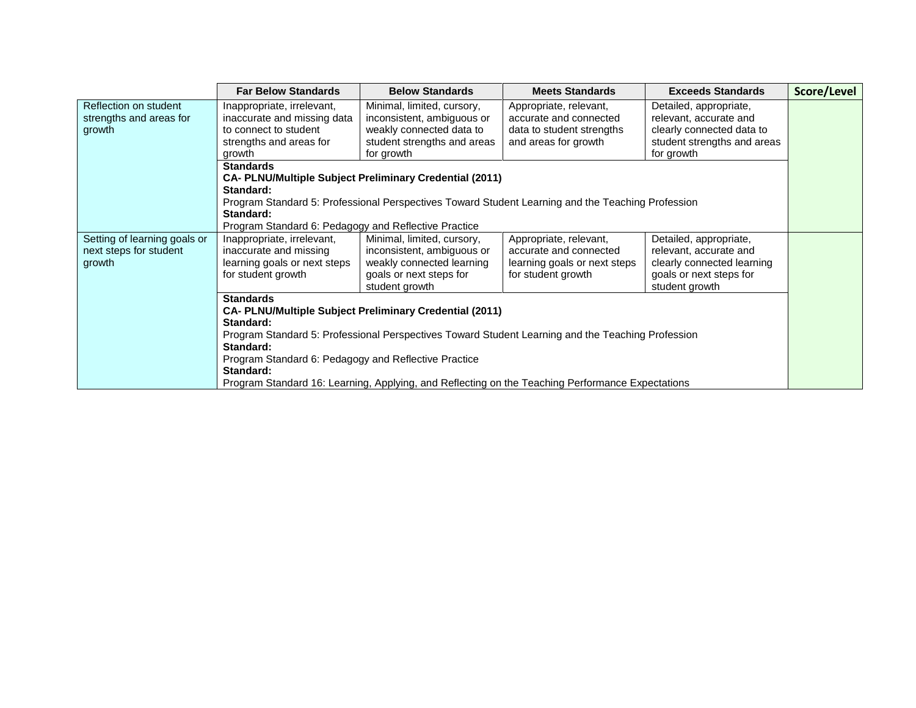| | Far Below Standards | Below Standards | Meets Standards | Exceeds Standards | Score/Level |
|---|---|---|---|---|---|
| Reflection on student strengths and areas for growth | Inappropriate, irrelevant, inaccurate and missing data to connect to student strengths and areas for growth | Minimal, limited, cursory, inconsistent, ambiguous or weakly connected data to student strengths and areas for growth | Appropriate, relevant, accurate and connected data to student strengths and areas for growth | Detailed, appropriate, relevant, accurate and clearly connected data to student strengths and areas for growth | |
| | **Standards** **CA- PLNU/Multiple Subject Preliminary Credential (2011)** **Standard:** Program Standard 5: Professional Perspectives Toward Student Learning and the Teaching Profession **Standard:** Program Standard 6: Pedagogy and Reflective Practice | | | | |
| Setting of learning goals or next steps for student growth | Inappropriate, irrelevant, inaccurate and missing learning goals or next steps for student growth | Minimal, limited, cursory, inconsistent, ambiguous or weakly connected learning goals or next steps for student growth | Appropriate, relevant, accurate and connected learning goals or next steps for student growth | Detailed, appropriate, relevant, accurate and clearly connected learning goals or next steps for student growth | |
| | **Standards** **CA- PLNU/Multiple Subject Preliminary Credential (2011)** **Standard:** Program Standard 5: Professional Perspectives Toward Student Learning and the Teaching Profession **Standard:** Program Standard 6: Pedagogy and Reflective Practice **Standard:** Program Standard 16: Learning, Applying, and Reflecting on the Teaching Performance Expectations | | | | |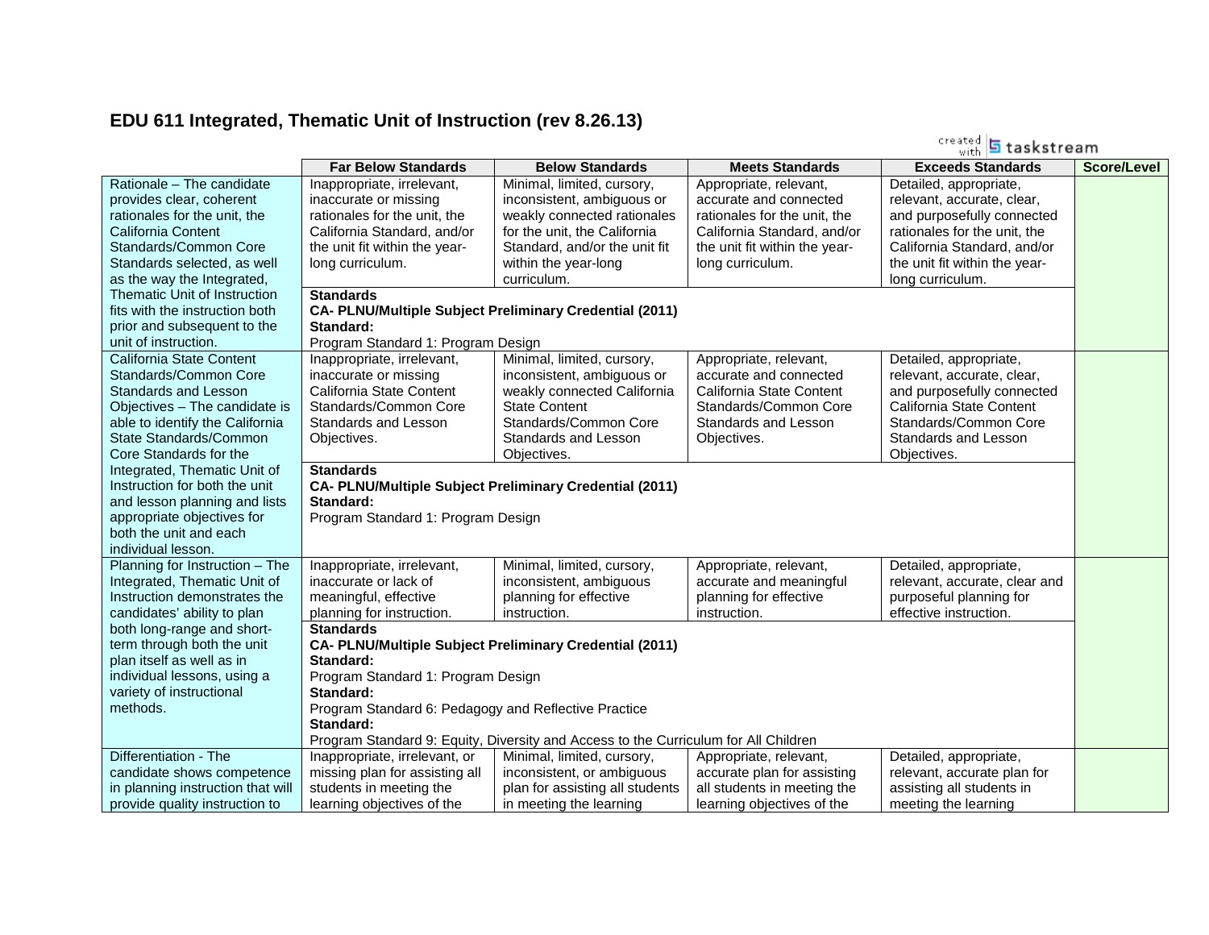## EDU 611 Integrated, Thematic Unit of Instruction (rev 8.26.13)

| | Far Below Standards | Below Standards | Meets Standards | Exceeds Standards | Score/Level |
|---|---|---|---|---|---|
| Rationale – The candidate provides clear, coherent rationales for the unit, the California Content Standards/Common Core Standards selected, as well as the way the Integrated, Thematic Unit of Instruction fits with the instruction both prior and subsequent to the unit of instruction. | Inappropriate, irrelevant, inaccurate or missing rationales for the unit, the California Standard, and/or the unit fit within the year-long curriculum. | Minimal, limited, cursory, inconsistent, ambiguous or weakly connected rationales for the unit, the California Standard, and/or the unit fit within the year-long curriculum. | Appropriate, relevant, accurate and connected rationales for the unit, the California Standard, and/or the unit fit within the year-long curriculum. | Detailed, appropriate, relevant, accurate, clear, and purposefully connected rationales for the unit, the California Standard, and/or the unit fit within the year-long curriculum. | |
| | **Standards** **CA- PLNU/Multiple Subject Preliminary Credential (2011)** **Standard:** Program Standard 1: Program Design | | | | |
| California State Content Standards/Common Core Standards and Lesson Objectives – The candidate is able to identify the California State Standards/Common Core Standards for the Integrated, Thematic Unit of Instruction for both the unit and lesson planning and lists appropriate objectives for both the unit and each individual lesson. | Inappropriate, irrelevant, inaccurate or missing California State Content Standards/Common Core Standards and Lesson Objectives. | Minimal, limited, cursory, inconsistent, ambiguous or weakly connected California State Content Standards/Common Core Standards and Lesson Objectives. | Appropriate, relevant, accurate and connected California State Content Standards/Common Core Standards and Lesson Objectives. | Detailed, appropriate, relevant, accurate, clear, and purposefully connected California State Content Standards/Common Core Standards and Lesson Objectives. | |
| | **Standards** **CA- PLNU/Multiple Subject Preliminary Credential (2011)** **Standard:** Program Standard 1: Program Design | | | | |
| Planning for Instruction – The Integrated, Thematic Unit of Instruction demonstrates the candidates' ability to plan both long-range and short-term through both the unit plan itself as well as in individual lessons, using a variety of instructional methods. | Inappropriate, irrelevant, inaccurate or lack of meaningful, effective planning for instruction. | Minimal, limited, cursory, inconsistent, ambiguous planning for effective instruction. | Appropriate, relevant, accurate and meaningful planning for effective instruction. | Detailed, appropriate, relevant, accurate, clear and purposeful planning for effective instruction. | |
| | **Standards** **CA- PLNU/Multiple Subject Preliminary Credential (2011)** **Standard:** Program Standard 1: Program Design **Standard:** Program Standard 6: Pedagogy and Reflective Practice **Standard:** Program Standard 9: Equity, Diversity and Access to the Curriculum for All Children | | | | |
| Differentiation - The candidate shows competence in planning instruction that will provide quality instruction to | Inappropriate, irrelevant, or missing plan for assisting all students in meeting the learning objectives of the | Minimal, limited, cursory, inconsistent, or ambiguous plan for assisting all students in meeting the learning | Appropriate, relevant, accurate plan for assisting all students in meeting the learning objectives of the | Detailed, appropriate, relevant, accurate plan for assisting all students in meeting the learning | |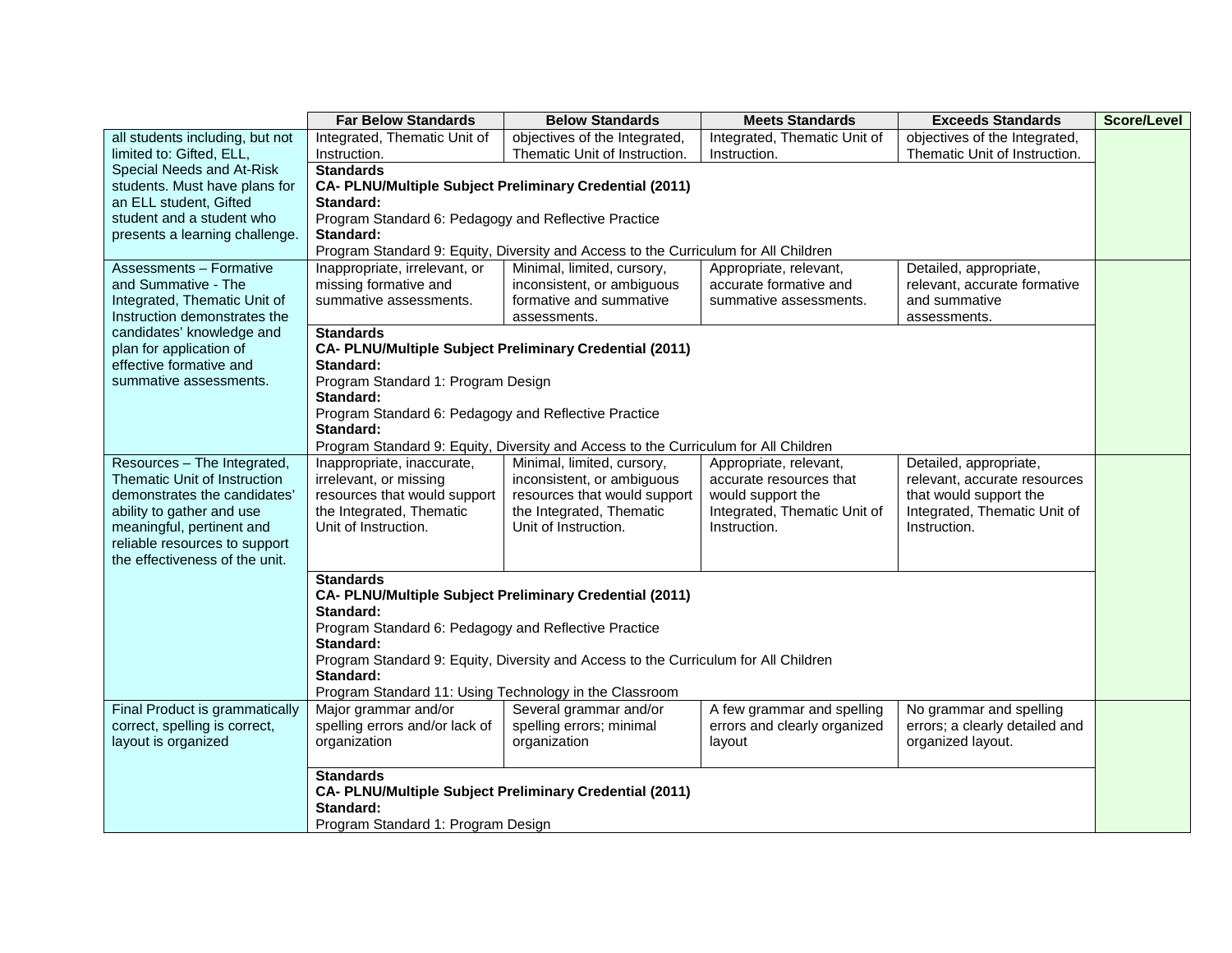| | Far Below Standards | Below Standards | Meets Standards | Exceeds Standards | Score/Level |
|---|---|---|---|---|---|
| all students including, but not limited to: Gifted, ELL, Special Needs and At-Risk students. Must have plans for an ELL student, Gifted student and a student who presents a learning challenge. | Integrated, Thematic Unit of Instruction. | objectives of the Integrated, Thematic Unit of Instruction. | Integrated, Thematic Unit of Instruction. | objectives of the Integrated, Thematic Unit of Instruction. | |
| | **Standards** **CA- PLNU/Multiple Subject Preliminary Credential (2011)** **Standard:** Program Standard 6: Pedagogy and Reflective Practice **Standard:** Program Standard 9: Equity, Diversity and Access to the Curriculum for All Children | | | | |
| Assessments – Formative and Summative - The Integrated, Thematic Unit of Instruction demonstrates the candidates' knowledge and plan for application of effective formative and summative assessments. | Inappropriate, irrelevant, or missing formative and summative assessments. | Minimal, limited, cursory, inconsistent, or ambiguous formative and summative assessments. | Appropriate, relevant, accurate formative and summative assessments. | Detailed, appropriate, relevant, accurate formative and summative assessments. | |
| | **Standards** **CA- PLNU/Multiple Subject Preliminary Credential (2011)** **Standard:** Program Standard 1: Program Design **Standard:** Program Standard 6: Pedagogy and Reflective Practice **Standard:** Program Standard 9: Equity, Diversity and Access to the Curriculum for All Children | | | | |
| Resources – The Integrated, Thematic Unit of Instruction demonstrates the candidates' ability to gather and use meaningful, pertinent and reliable resources to support the effectiveness of the unit. | Inappropriate, inaccurate, irrelevant, or missing resources that would support the Integrated, Thematic Unit of Instruction. | Minimal, limited, cursory, inconsistent, or ambiguous resources that would support the Integrated, Thematic Unit of Instruction. | Appropriate, relevant, accurate resources that would support the Integrated, Thematic Unit of Instruction. | Detailed, appropriate, relevant, accurate resources that would support the Integrated, Thematic Unit of Instruction. | |
| | **Standards** **CA- PLNU/Multiple Subject Preliminary Credential (2011)** **Standard:** Program Standard 6: Pedagogy and Reflective Practice **Standard:** Program Standard 9: Equity, Diversity and Access to the Curriculum for All Children **Standard:** Program Standard 11: Using Technology in the Classroom | | | | |
| Final Product is grammatically correct, spelling is correct, layout is organized | Major grammar and/or spelling errors and/or lack of organization | Several grammar and/or spelling errors; minimal organization | A few grammar and spelling errors and clearly organized layout | No grammar and spelling errors; a clearly detailed and organized layout. | |
| | **Standards** **CA- PLNU/Multiple Subject Preliminary Credential (2011)** **Standard:** Program Standard 1: Program Design | | | | |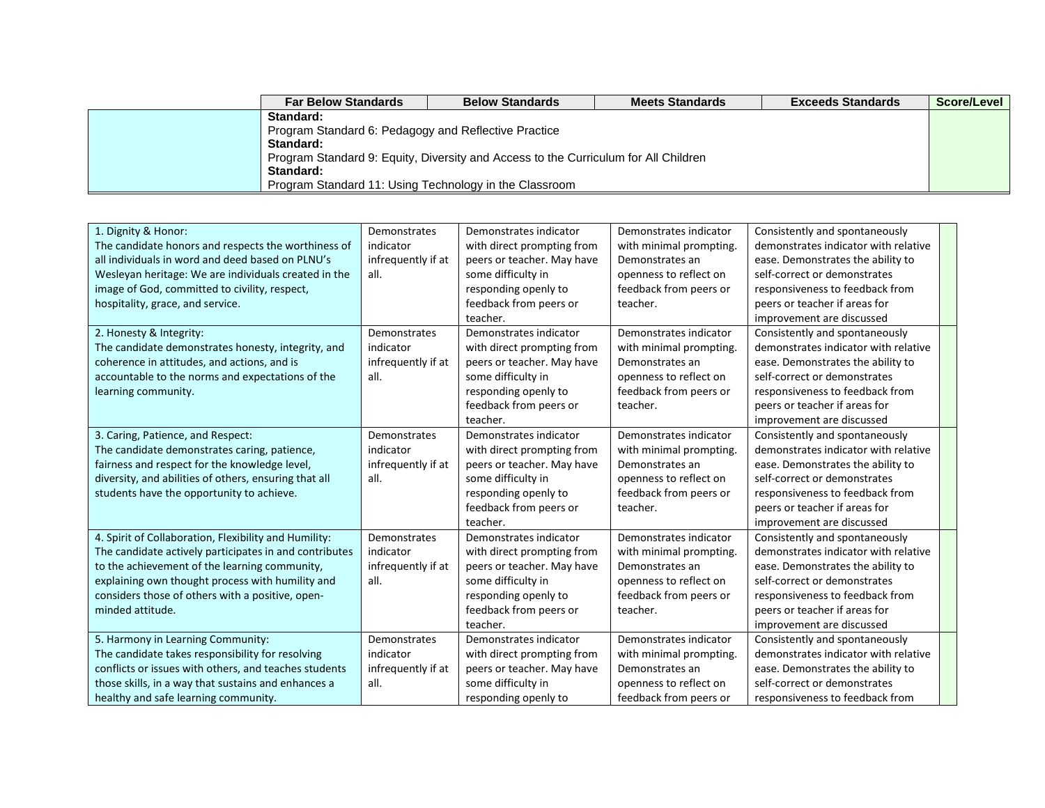| | Far Below Standards | Below Standards | Meets Standards | Exceeds Standards | Score/Level |
|---|---|---|---|---|---|
| | **Standard:** Program Standard 6: Pedagogy and Reflective Practice **Standard:** Program Standard 9: Equity, Diversity and Access to the Curriculum for All Children **Standard:** Program Standard 11: Using Technology in the Classroom | | | | |

| | | | | | |
|---|---|---|---|---|---|
| 1. Dignity & Honor: The candidate honors and respects the worthiness of all individuals in word and deed based on PLNU's Wesleyan heritage: We are individuals created in the image of God, committed to civility, respect, hospitality, grace, and service. | Demonstrates indicator infrequently if at all. | Demonstrates indicator with direct prompting from peers or teacher. May have some difficulty in responding openly to feedback from peers or teacher. | Demonstrates indicator with minimal prompting. Demonstrates an openness to reflect on feedback from peers or teacher. | Consistently and spontaneously demonstrates indicator with relative ease. Demonstrates the ability to self-correct or demonstrates responsiveness to feedback from peers or teacher if areas for improvement are discussed | |
| 2. Honesty & Integrity: The candidate demonstrates honesty, integrity, and coherence in attitudes, and actions, and is accountable to the norms and expectations of the learning community. | Demonstrates indicator infrequently if at all. | Demonstrates indicator with direct prompting from peers or teacher. May have some difficulty in responding openly to feedback from peers or teacher. | Demonstrates indicator with minimal prompting. Demonstrates an openness to reflect on feedback from peers or teacher. | Consistently and spontaneously demonstrates indicator with relative ease. Demonstrates the ability to self-correct or demonstrates responsiveness to feedback from peers or teacher if areas for improvement are discussed | |
| 3. Caring, Patience, and Respect: The candidate demonstrates caring, patience, fairness and respect for the knowledge level, diversity, and abilities of others, ensuring that all students have the opportunity to achieve. | Demonstrates indicator infrequently if at all. | Demonstrates indicator with direct prompting from peers or teacher. May have some difficulty in responding openly to feedback from peers or teacher. | Demonstrates indicator with minimal prompting. Demonstrates an openness to reflect on feedback from peers or teacher. | Consistently and spontaneously demonstrates indicator with relative ease. Demonstrates the ability to self-correct or demonstrates responsiveness to feedback from peers or teacher if areas for improvement are discussed | |
| 4. Spirit of Collaboration, Flexibility and Humility: The candidate actively participates in and contributes to the achievement of the learning community, explaining own thought process with humility and considers those of others with a positive, open-minded attitude. | Demonstrates indicator infrequently if at all. | Demonstrates indicator with direct prompting from peers or teacher. May have some difficulty in responding openly to feedback from peers or teacher. | Demonstrates indicator with minimal prompting. Demonstrates an openness to reflect on feedback from peers or teacher. | Consistently and spontaneously demonstrates indicator with relative ease. Demonstrates the ability to self-correct or demonstrates responsiveness to feedback from peers or teacher if areas for improvement are discussed | |
| 5. Harmony in Learning Community: The candidate takes responsibility for resolving conflicts or issues with others, and teaches students those skills, in a way that sustains and enhances a healthy and safe learning community. | Demonstrates indicator infrequently if at all. | Demonstrates indicator with direct prompting from peers or teacher. May have some difficulty in responding openly to | Demonstrates indicator with minimal prompting. Demonstrates an openness to reflect on feedback from peers or | Consistently and spontaneously demonstrates indicator with relative ease. Demonstrates the ability to self-correct or demonstrates responsiveness to feedback from | |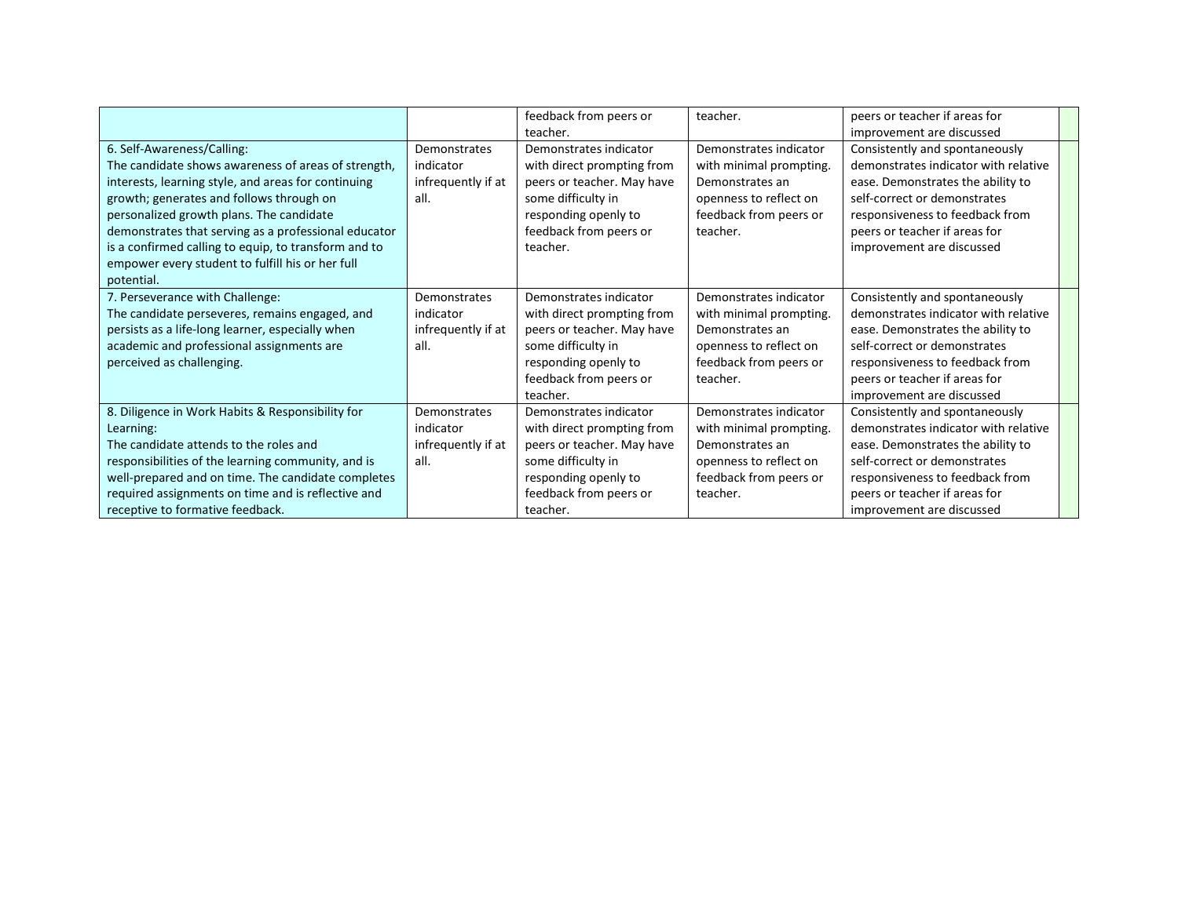| | | | | | |
|---|---|---|---|---|---|
| | | feedback from peers or teacher. | teacher. | peers or teacher if areas for improvement are discussed | |
| 6. Self-Awareness/Calling: The candidate shows awareness of areas of strength, interests, learning style, and areas for continuing growth; generates and follows through on personalized growth plans. The candidate demonstrates that serving as a professional educator is a confirmed calling to equip, to transform and to empower every student to fulfill his or her full potential. | Demonstrates indicator infrequently if at all. | Demonstrates indicator with direct prompting from peers or teacher. May have some difficulty in responding openly to feedback from peers or teacher. | Demonstrates indicator with minimal prompting. Demonstrates an openness to reflect on feedback from peers or teacher. | Consistently and spontaneously demonstrates indicator with relative ease. Demonstrates the ability to self-correct or demonstrates responsiveness to feedback from peers or teacher if areas for improvement are discussed | |
| 7. Perseverance with Challenge: The candidate perseveres, remains engaged, and persists as a life-long learner, especially when academic and professional assignments are perceived as challenging. | Demonstrates indicator infrequently if at all. | Demonstrates indicator with direct prompting from peers or teacher. May have some difficulty in responding openly to feedback from peers or teacher. | Demonstrates indicator with minimal prompting. Demonstrates an openness to reflect on feedback from peers or teacher. | Consistently and spontaneously demonstrates indicator with relative ease. Demonstrates the ability to self-correct or demonstrates responsiveness to feedback from peers or teacher if areas for improvement are discussed | |
| 8. Diligence in Work Habits & Responsibility for Learning: The candidate attends to the roles and responsibilities of the learning community, and is well-prepared and on time. The candidate completes required assignments on time and is reflective and receptive to formative feedback. | Demonstrates indicator infrequently if at all. | Demonstrates indicator with direct prompting from peers or teacher. May have some difficulty in responding openly to feedback from peers or teacher. | Demonstrates indicator with minimal prompting. Demonstrates an openness to reflect on feedback from peers or teacher. | Consistently and spontaneously demonstrates indicator with relative ease. Demonstrates the ability to self-correct or demonstrates responsiveness to feedback from peers or teacher if areas for improvement are discussed | |